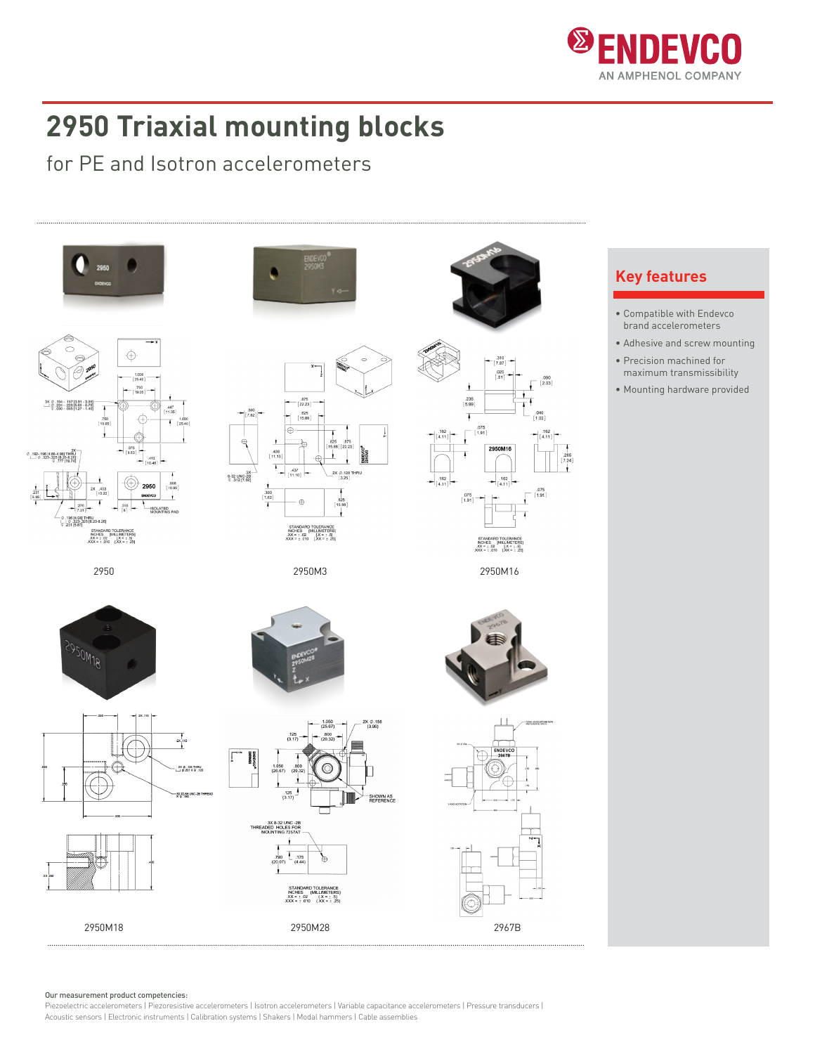# 2950 Triaxial mounting blocks

## for PE and Isotron accelerometers

2950

2950M3

2950M16

2950M18

2950M28

2967B

### Key features

- Compatible with Endevco brand accelerometers
- Adhesive and screw mounting
- Precision machined for maximum transmissibility
- Mounting hardware provided

Our measurement product competencies:
Piezoelectric accelerometers | Piezoresistive accelerometers | Isotron accelerometers | Variable capacitance accelerometers | Pressure transducers | Acoustic sensors | Electronic instruments | Calibration systems | Shakers | Modal hammers | Cable assemblies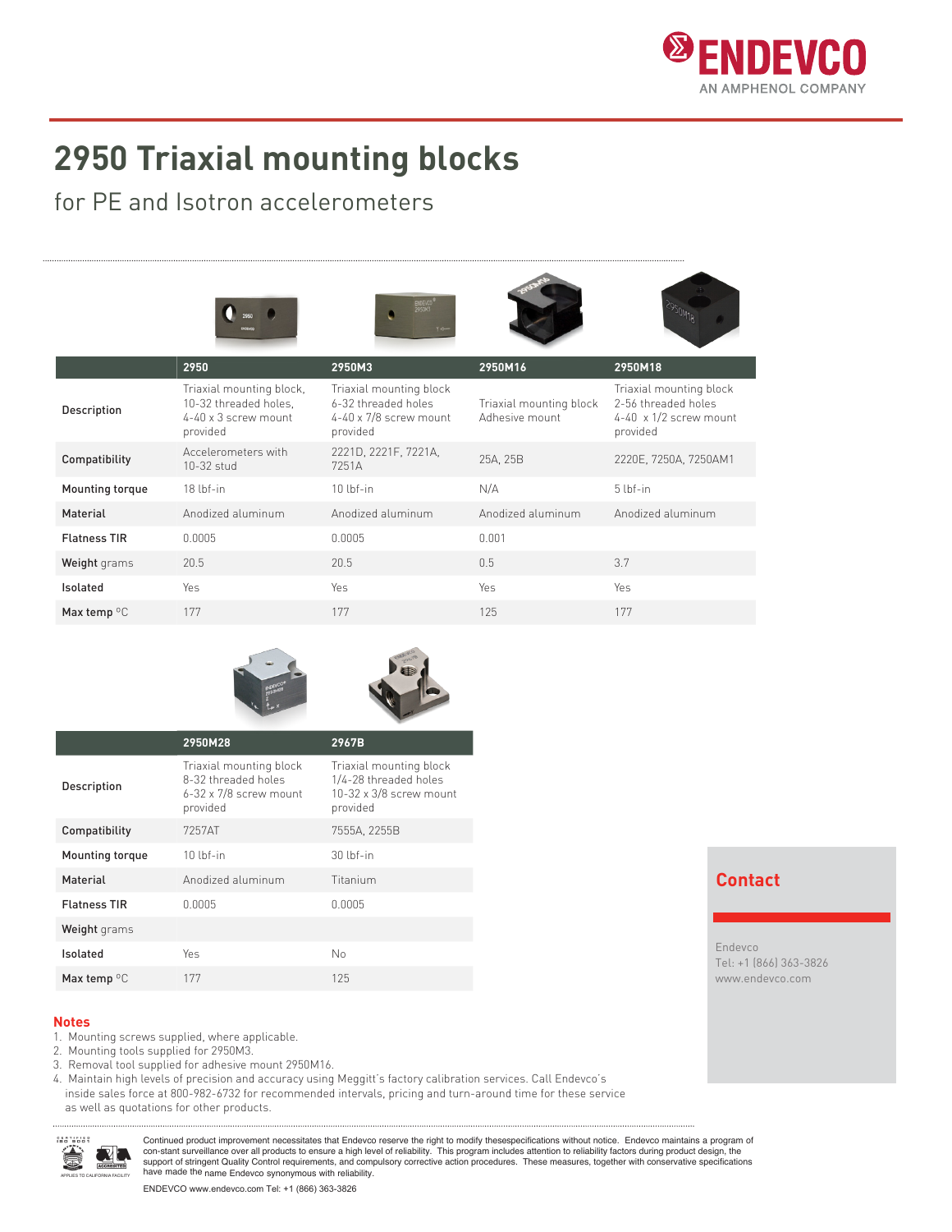# 2950 Triaxial mounting blocks

## for PE and Isotron accelerometers

| | 2950 | 2950M3 | 2950M16 | 2950M18 |
|---|---|---|---|---|
| **Description** | Triaxial mounting block, 10-32 threaded holes, 4-40 x 3 screw mount provided | Triaxial mounting block 6-32 threaded holes 4-40 x 7/8 screw mount provided | Triaxial mounting block Adhesive mount | Triaxial mounting block 2-56 threaded holes 4-40 x 1/2 screw mount provided |
| **Compatibility** | Accelerometers with 10-32 stud | 2221D, 2221F, 7221A, 7251A | 25A, 25B | 2220E, 7250A, 7250AM1 |
| **Mounting torque** | 18 lbf-in | 10 lbf-in | N/A | 5 lbf-in |
| **Material** | Anodized aluminum | Anodized aluminum | Anodized aluminum | Anodized aluminum |
| **Flatness TIR** | 0.0005 | 0.0005 | 0.001 | |
| **Weight** grams | 20.5 | 20.5 | 0.5 | 3.7 |
| **Isolated** | Yes | Yes | Yes | Yes |
| **Max temp** °C | 177 | 177 | 125 | 177 |

| | 2950M28 | 2967B |
|---|---|---|
| **Description** | Triaxial mounting block 8-32 threaded holes 6-32 x 7/8 screw mount provided | Triaxial mounting block 1/4-28 threaded holes 10-32 x 3/8 screw mount provided |
| **Compatibility** | 7257AT | 7555A, 2255B |
| **Mounting torque** | 10 lbf-in | 30 lbf-in |
| **Material** | Anodized aluminum | Titanium |
| **Flatness TIR** | 0.0005 | 0.0005 |
| **Weight** grams | | |
| **Isolated** | Yes | No |
| **Max temp** °C | 177 | 125 |

### Contact

Endevco
Tel: +1 (866) 363-3826
www.endevco.com

### Notes

1. Mounting screws supplied, where applicable.
2. Mounting tools supplied for 2950M3.
3. Removal tool supplied for adhesive mount 2950M16.
4. Maintain high levels of precision and accuracy using Meggitt's factory calibration services. Call Endevco's inside sales force at 800-982-6732 for recommended intervals, pricing and turn-around time for these service as well as quotations for other products.

Continued product improvement necessitates that Endevco reserve the right to modify thesespecifications without notice. Endevco maintains a program of con-stant surveillance over all products to ensure a high level of reliability. This program includes attention to reliability factors during product design, the support of stringent Quality Control requirements, and compulsory corrective action procedures. These measures, together with conservative specifications have made the name Endevco synonymous with reliability.

ENDEVCO www.endevco.com Tel: +1 (866) 363-3826